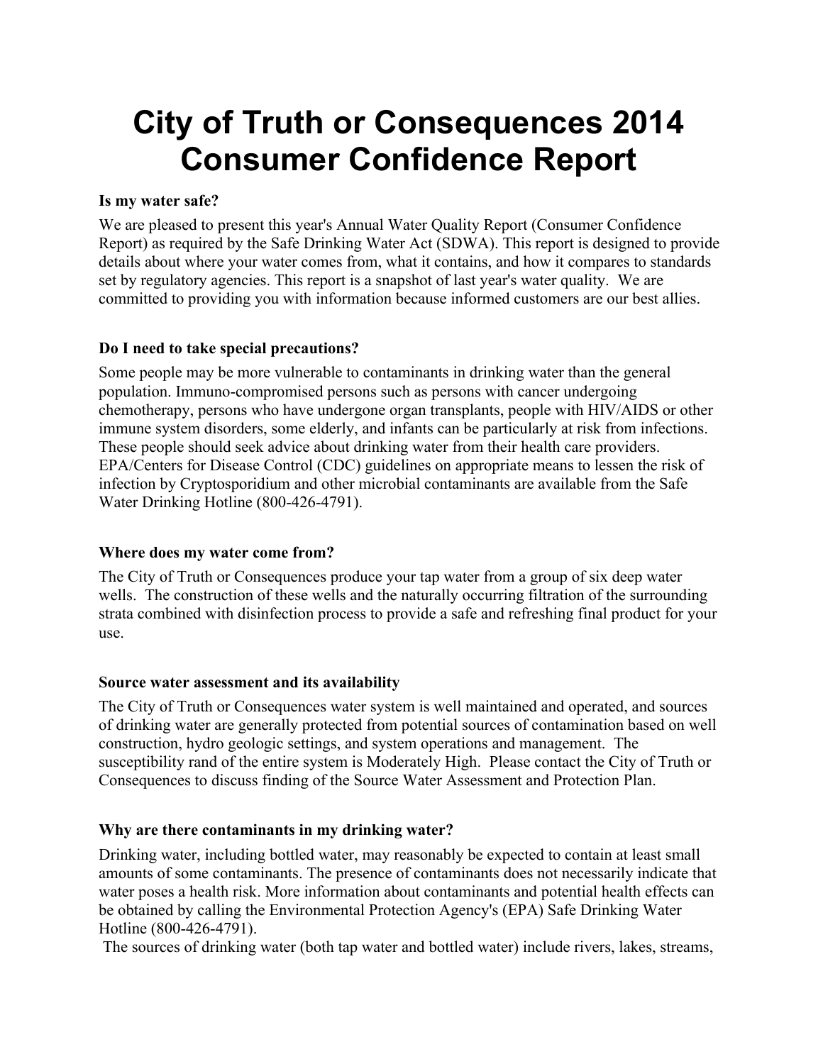# City of Truth or Consequences 2014 Consumer Confidence Report

**Is my water safe?**

We are pleased to present this year's Annual Water Quality Report (Consumer Confidence Report) as required by the Safe Drinking Water Act (SDWA). This report is designed to provide details about where your water comes from, what it contains, and how it compares to standards set by regulatory agencies. This report is a snapshot of last year's water quality. We are committed to providing you with information because informed customers are our best allies.

**Do I need to take special precautions?**

Some people may be more vulnerable to contaminants in drinking water than the general population. Immuno-compromised persons such as persons with cancer undergoing chemotherapy, persons who have undergone organ transplants, people with HIV/AIDS or other immune system disorders, some elderly, and infants can be particularly at risk from infections. These people should seek advice about drinking water from their health care providers. EPA/Centers for Disease Control (CDC) guidelines on appropriate means to lessen the risk of infection by Cryptosporidium and other microbial contaminants are available from the Safe Water Drinking Hotline (800-426-4791).

**Where does my water come from?**

The City of Truth or Consequences produce your tap water from a group of six deep water wells. The construction of these wells and the naturally occurring filtration of the surrounding strata combined with disinfection process to provide a safe and refreshing final product for your use.

**Source water assessment and its availability**

The City of Truth or Consequences water system is well maintained and operated, and sources of drinking water are generally protected from potential sources of contamination based on well construction, hydro geologic settings, and system operations and management. The susceptibility rand of the entire system is Moderately High. Please contact the City of Truth or Consequences to discuss finding of the Source Water Assessment and Protection Plan.

**Why are there contaminants in my drinking water?**

Drinking water, including bottled water, may reasonably be expected to contain at least small amounts of some contaminants. The presence of contaminants does not necessarily indicate that water poses a health risk. More information about contaminants and potential health effects can be obtained by calling the Environmental Protection Agency's (EPA) Safe Drinking Water Hotline (800-426-4791).

The sources of drinking water (both tap water and bottled water) include rivers, lakes, streams,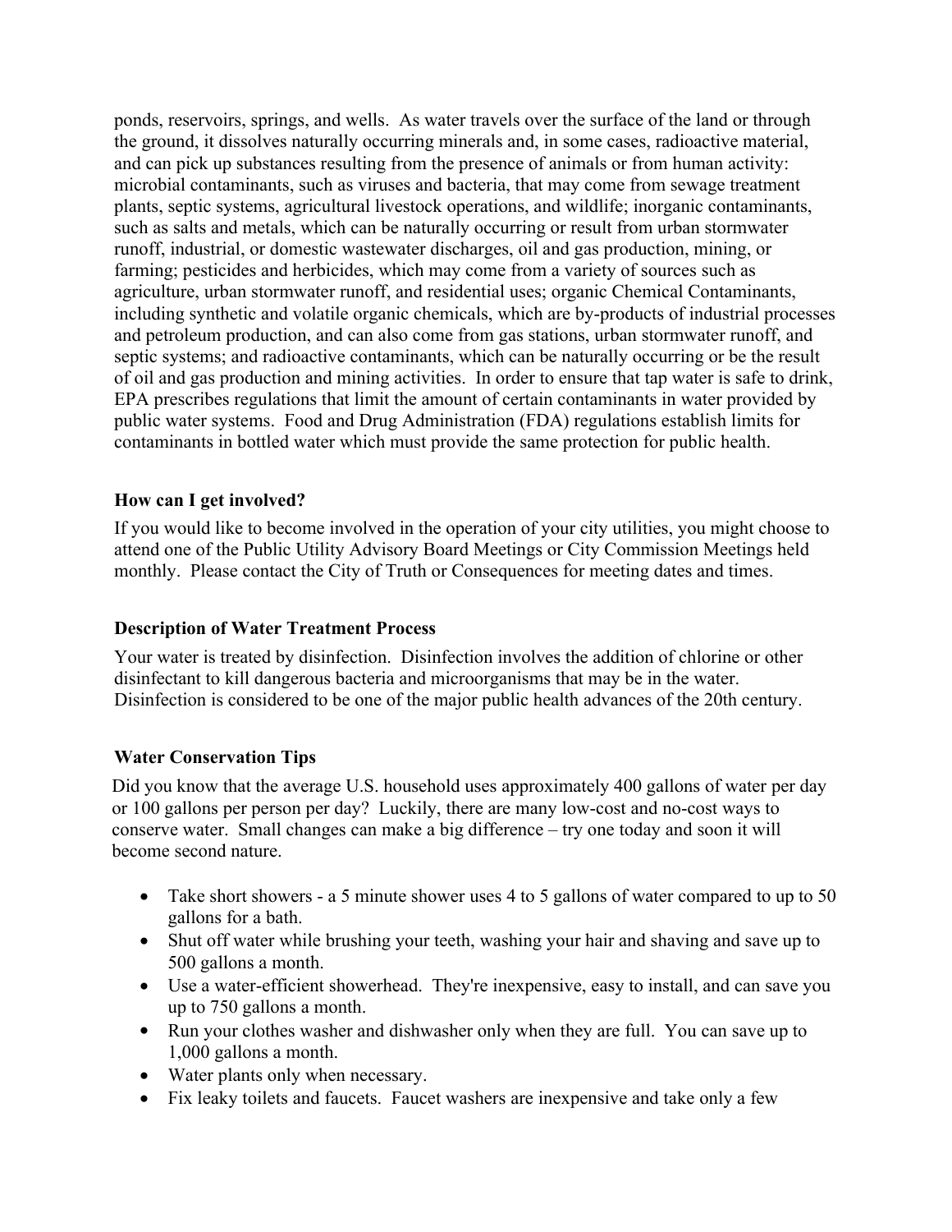ponds, reservoirs, springs, and wells. As water travels over the surface of the land or through the ground, it dissolves naturally occurring minerals and, in some cases, radioactive material, and can pick up substances resulting from the presence of animals or from human activity: microbial contaminants, such as viruses and bacteria, that may come from sewage treatment plants, septic systems, agricultural livestock operations, and wildlife; inorganic contaminants, such as salts and metals, which can be naturally occurring or result from urban stormwater runoff, industrial, or domestic wastewater discharges, oil and gas production, mining, or farming; pesticides and herbicides, which may come from a variety of sources such as agriculture, urban stormwater runoff, and residential uses; organic Chemical Contaminants, including synthetic and volatile organic chemicals, which are by-products of industrial processes and petroleum production, and can also come from gas stations, urban stormwater runoff, and septic systems; and radioactive contaminants, which can be naturally occurring or be the result of oil and gas production and mining activities. In order to ensure that tap water is safe to drink, EPA prescribes regulations that limit the amount of certain contaminants in water provided by public water systems. Food and Drug Administration (FDA) regulations establish limits for contaminants in bottled water which must provide the same protection for public health.

### How can I get involved?

If you would like to become involved in the operation of your city utilities, you might choose to attend one of the Public Utility Advisory Board Meetings or City Commission Meetings held monthly. Please contact the City of Truth or Consequences for meeting dates and times.

### Description of Water Treatment Process

Your water is treated by disinfection. Disinfection involves the addition of chlorine or other disinfectant to kill dangerous bacteria and microorganisms that may be in the water. Disinfection is considered to be one of the major public health advances of the 20th century.

### Water Conservation Tips

Did you know that the average U.S. household uses approximately 400 gallons of water per day or 100 gallons per person per day? Luckily, there are many low-cost and no-cost ways to conserve water. Small changes can make a big difference – try one today and soon it will become second nature.

- Take short showers - a 5 minute shower uses 4 to 5 gallons of water compared to up to 50 gallons for a bath.
- Shut off water while brushing your teeth, washing your hair and shaving and save up to 500 gallons a month.
- Use a water-efficient showerhead. They're inexpensive, easy to install, and can save you up to 750 gallons a month.
- Run your clothes washer and dishwasher only when they are full. You can save up to 1,000 gallons a month.
- Water plants only when necessary.
- Fix leaky toilets and faucets. Faucet washers are inexpensive and take only a few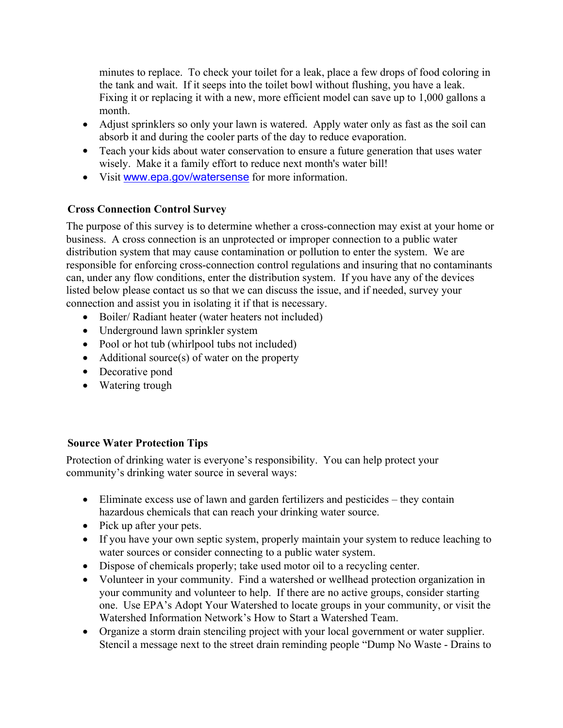minutes to replace. To check your toilet for a leak, place a few drops of food coloring in the tank and wait. If it seeps into the toilet bowl without flushing, you have a leak. Fixing it or replacing it with a new, more efficient model can save up to 1,000 gallons a month.

- Adjust sprinklers so only your lawn is watered. Apply water only as fast as the soil can absorb it and during the cooler parts of the day to reduce evaporation.
- Teach your kids about water conservation to ensure a future generation that uses water wisely. Make it a family effort to reduce next month's water bill!
- Visit www.epa.gov/watersense for more information.

**Cross Connection Control Survey**

The purpose of this survey is to determine whether a cross-connection may exist at your home or business. A cross connection is an unprotected or improper connection to a public water distribution system that may cause contamination or pollution to enter the system. We are responsible for enforcing cross-connection control regulations and insuring that no contaminants can, under any flow conditions, enter the distribution system. If you have any of the devices listed below please contact us so that we can discuss the issue, and if needed, survey your connection and assist you in isolating it if that is necessary.

- Boiler/ Radiant heater (water heaters not included)
- Underground lawn sprinkler system
- Pool or hot tub (whirlpool tubs not included)
- Additional source(s) of water on the property
- Decorative pond
- Watering trough

**Source Water Protection Tips**

Protection of drinking water is everyone's responsibility. You can help protect your community's drinking water source in several ways:

- Eliminate excess use of lawn and garden fertilizers and pesticides – they contain hazardous chemicals that can reach your drinking water source.
- Pick up after your pets.
- If you have your own septic system, properly maintain your system to reduce leaching to water sources or consider connecting to a public water system.
- Dispose of chemicals properly; take used motor oil to a recycling center.
- Volunteer in your community. Find a watershed or wellhead protection organization in your community and volunteer to help. If there are no active groups, consider starting one. Use EPA's Adopt Your Watershed to locate groups in your community, or visit the Watershed Information Network's How to Start a Watershed Team.
- Organize a storm drain stenciling project with your local government or water supplier. Stencil a message next to the street drain reminding people "Dump No Waste - Drains to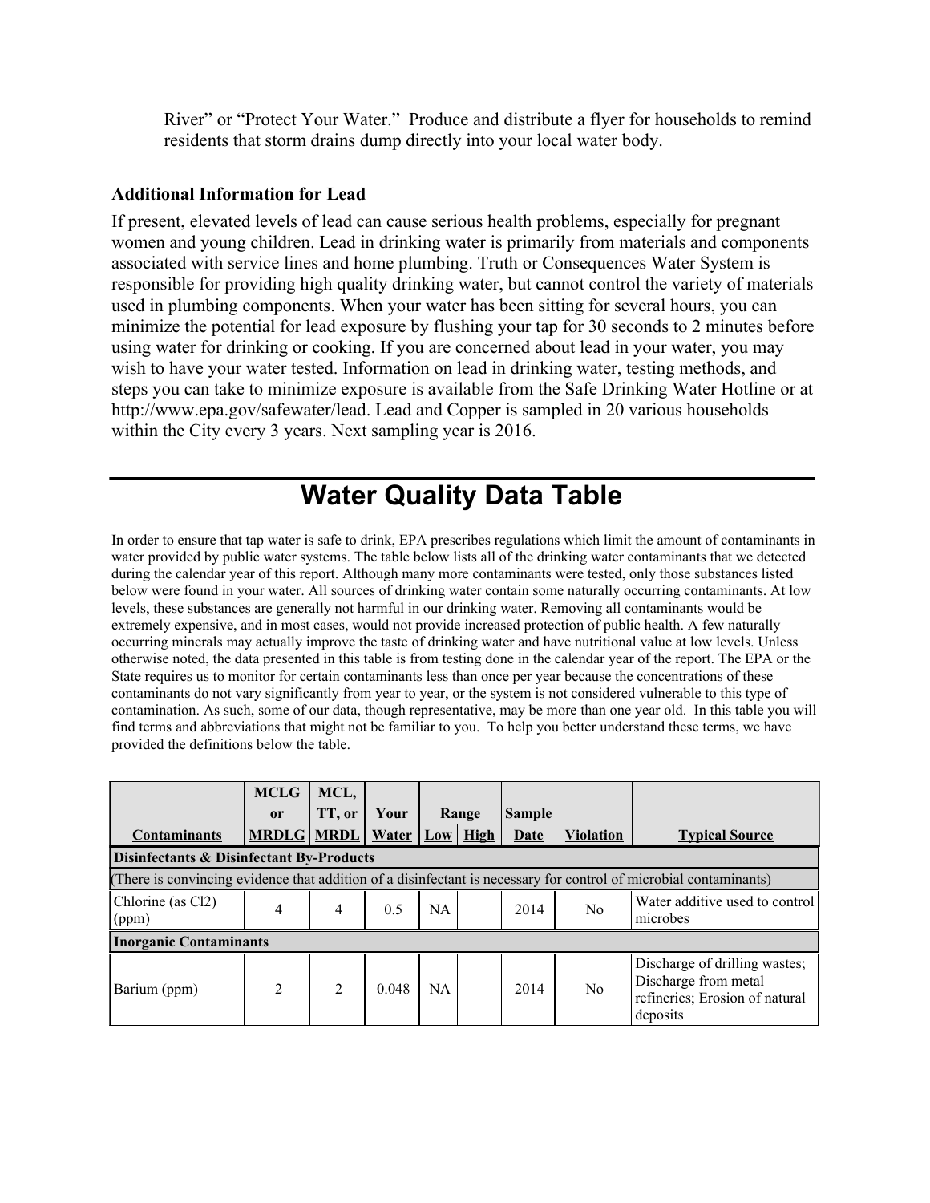River" or "Protect Your Water." Produce and distribute a flyer for households to remind residents that storm drains dump directly into your local water body.

**Additional Information for Lead**

If present, elevated levels of lead can cause serious health problems, especially for pregnant women and young children. Lead in drinking water is primarily from materials and components associated with service lines and home plumbing. Truth or Consequences Water System is responsible for providing high quality drinking water, but cannot control the variety of materials used in plumbing components. When your water has been sitting for several hours, you can minimize the potential for lead exposure by flushing your tap for 30 seconds to 2 minutes before using water for drinking or cooking. If you are concerned about lead in your water, you may wish to have your water tested. Information on lead in drinking water, testing methods, and steps you can take to minimize exposure is available from the Safe Drinking Water Hotline or at http://www.epa.gov/safewater/lead. Lead and Copper is sampled in 20 various households within the City every 3 years. Next sampling year is 2016.

# Water Quality Data Table

In order to ensure that tap water is safe to drink, EPA prescribes regulations which limit the amount of contaminants in water provided by public water systems. The table below lists all of the drinking water contaminants that we detected during the calendar year of this report. Although many more contaminants were tested, only those substances listed below were found in your water. All sources of drinking water contain some naturally occurring contaminants. At low levels, these substances are generally not harmful in our drinking water. Removing all contaminants would be extremely expensive, and in most cases, would not provide increased protection of public health. A few naturally occurring minerals may actually improve the taste of drinking water and have nutritional value at low levels. Unless otherwise noted, the data presented in this table is from testing done in the calendar year of the report. The EPA or the State requires us to monitor for certain contaminants less than once per year because the concentrations of these contaminants do not vary significantly from year to year, or the system is not considered vulnerable to this type of contamination. As such, some of our data, though representative, may be more than one year old. In this table you will find terms and abbreviations that might not be familiar to you. To help you better understand these terms, we have provided the definitions below the table.

| Contaminants | MCLG or MRDLG | MCL, TT, or MRDL | Your Water | Range Low | Range High | Sample Date | Violation | Typical Source |
|---|---|---|---|---|---|---|---|---|
| **Disinfectants & Disinfectant By-Products** | | | | | | | | |
| (There is convincing evidence that addition of a disinfectant is necessary for control of microbial contaminants) | | | | | | | | |
| Chlorine (as $Cl_2$) (ppm) | 4 | 4 | 0.5 | NA | | 2014 | No | Water additive used to control microbes |
| **Inorganic Contaminants** | | | | | | | | |
| Barium (ppm) | 2 | 2 | 0.048 | NA | | 2014 | No | Discharge of drilling wastes; Discharge from metal refineries; Erosion of natural deposits |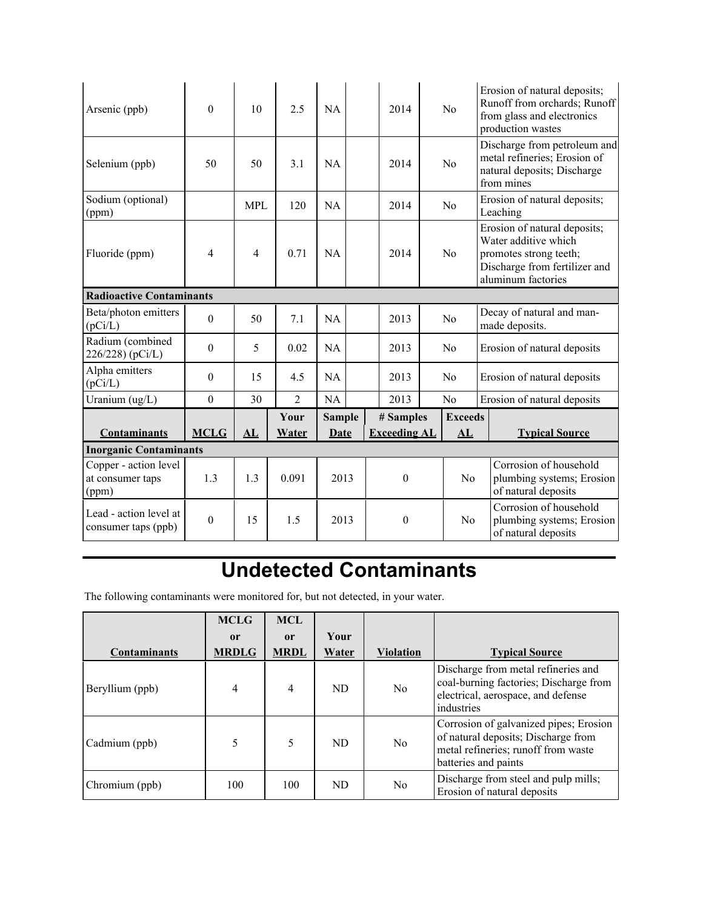| | | | | | | | | |
|---|---|---|---|---|---|---|---|---|
| Arsenic (ppb) | 0 | 10 | 2.5 | NA | | 2014 | No | Erosion of natural deposits; Runoff from orchards; Runoff from glass and electronics production wastes |
| Selenium (ppb) | 50 | 50 | 3.1 | NA | | 2014 | No | Discharge from petroleum and metal refineries; Erosion of natural deposits; Discharge from mines |
| Sodium (optional) (ppm) | | MPL | 120 | NA | | 2014 | No | Erosion of natural deposits; Leaching |
| Fluoride (ppm) | 4 | 4 | 0.71 | NA | | 2014 | No | Erosion of natural deposits; Water additive which promotes strong teeth; Discharge from fertilizer and aluminum factories |
| **Radioactive Contaminants** | | | | | | | | |
| Beta/photon emitters (pCi/L) | 0 | 50 | 7.1 | NA | | 2013 | No | Decay of natural and man-made deposits. |
| Radium (combined 226/228) (pCi/L) | 0 | 5 | 0.02 | NA | | 2013 | No | Erosion of natural deposits |
| Alpha emitters (pCi/L) | 0 | 15 | 4.5 | NA | | 2013 | No | Erosion of natural deposits |
| Uranium (ug/L) | 0 | 30 | 2 | NA | | 2013 | No | Erosion of natural deposits |

| Contaminants | MCLG | AL | Your Water | Sample Date | # Samples Exceeding AL | Exceeds AL | Typical Source |
|---|---|---|---|---|---|---|---|
| **Inorganic Contaminants** | | | | | | | |
| Copper - action level at consumer taps (ppm) | 1.3 | 1.3 | 0.091 | 2013 | 0 | No | Corrosion of household plumbing systems; Erosion of natural deposits |
| Lead - action level at consumer taps (ppb) | 0 | 15 | 1.5 | 2013 | 0 | No | Corrosion of household plumbing systems; Erosion of natural deposits |

# Undetected Contaminants

The following contaminants were monitored for, but not detected, in your water.

| Contaminants | MCLG or MRDLG | MCL or MRDL | Your Water | Violation | Typical Source |
|---|---|---|---|---|---|
| Beryllium (ppb) | 4 | 4 | ND | No | Discharge from metal refineries and coal-burning factories; Discharge from electrical, aerospace, and defense industries |
| Cadmium (ppb) | 5 | 5 | ND | No | Corrosion of galvanized pipes; Erosion of natural deposits; Discharge from metal refineries; runoff from waste batteries and paints |
| Chromium (ppb) | 100 | 100 | ND | No | Discharge from steel and pulp mills; Erosion of natural deposits |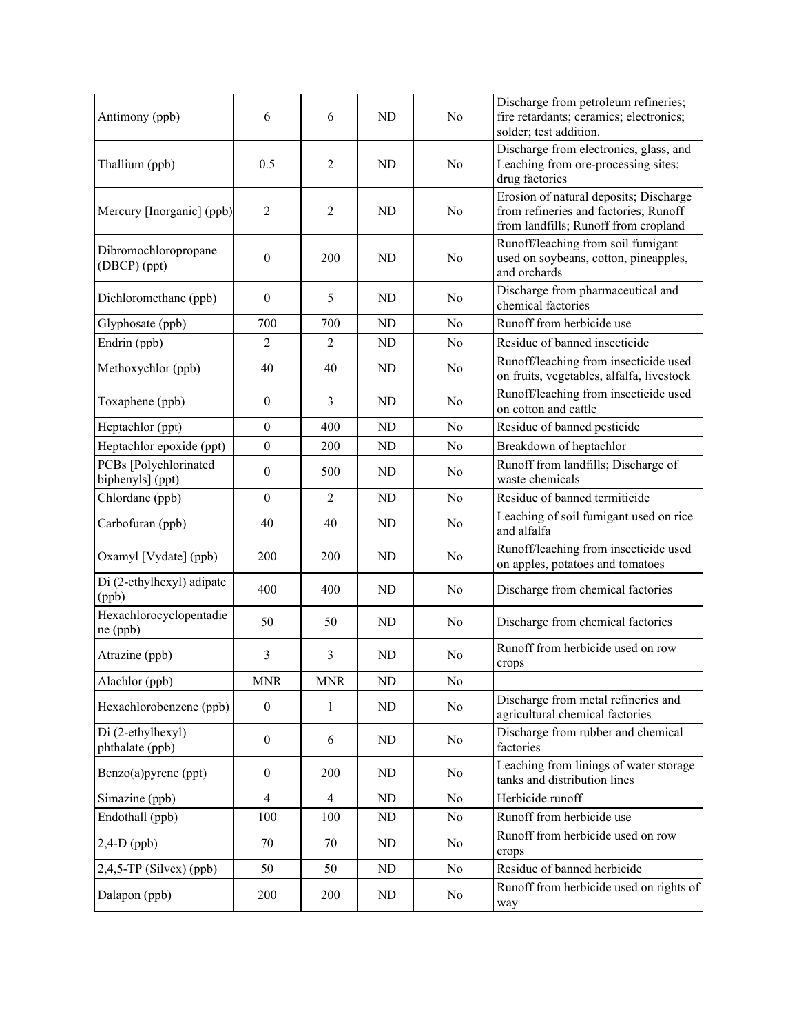| | | | | | |
|---|---|---|---|---|---|
| Antimony (ppb) | 6 | 6 | ND | No | Discharge from petroleum refineries; fire retardants; ceramics; electronics; solder; test addition. |
| Thallium (ppb) | 0.5 | 2 | ND | No | Discharge from electronics, glass, and Leaching from ore-processing sites; drug factories |
| Mercury [Inorganic] (ppb) | 2 | 2 | ND | No | Erosion of natural deposits; Discharge from refineries and factories; Runoff from landfills; Runoff from cropland |
| Dibromochloropropane (DBCP) (ppt) | 0 | 200 | ND | No | Runoff/leaching from soil fumigant used on soybeans, cotton, pineapples, and orchards |
| Dichloromethane (ppb) | 0 | 5 | ND | No | Discharge from pharmaceutical and chemical factories |
| Glyphosate (ppb) | 700 | 700 | ND | No | Runoff from herbicide use |
| Endrin (ppb) | 2 | 2 | ND | No | Residue of banned insecticide |
| Methoxychlor (ppb) | 40 | 40 | ND | No | Runoff/leaching from insecticide used on fruits, vegetables, alfalfa, livestock |
| Toxaphene (ppb) | 0 | 3 | ND | No | Runoff/leaching from insecticide used on cotton and cattle |
| Heptachlor (ppt) | 0 | 400 | ND | No | Residue of banned pesticide |
| Heptachlor epoxide (ppt) | 0 | 200 | ND | No | Breakdown of heptachlor |
| PCBs [Polychlorinated biphenyls] (ppt) | 0 | 500 | ND | No | Runoff from landfills; Discharge of waste chemicals |
| Chlordane (ppb) | 0 | 2 | ND | No | Residue of banned termiticide |
| Carbofuran (ppb) | 40 | 40 | ND | No | Leaching of soil fumigant used on rice and alfalfa |
| Oxamyl [Vydate] (ppb) | 200 | 200 | ND | No | Runoff/leaching from insecticide used on apples, potatoes and tomatoes |
| Di (2-ethylhexyl) adipate (ppb) | 400 | 400 | ND | No | Discharge from chemical factories |
| Hexachlorocyclopentadiene (ppb) | 50 | 50 | ND | No | Discharge from chemical factories |
| Atrazine (ppb) | 3 | 3 | ND | No | Runoff from herbicide used on row crops |
| Alachlor (ppb) | MNR | MNR | ND | No | |
| Hexachlorobenzene (ppb) | 0 | 1 | ND | No | Discharge from metal refineries and agricultural chemical factories |
| Di (2-ethylhexyl) phthalate (ppb) | 0 | 6 | ND | No | Discharge from rubber and chemical factories |
| Benzo(a)pyrene (ppt) | 0 | 200 | ND | No | Leaching from linings of water storage tanks and distribution lines |
| Simazine (ppb) | 4 | 4 | ND | No | Herbicide runoff |
| Endothall (ppb) | 100 | 100 | ND | No | Runoff from herbicide use |
| 2,4-D (ppb) | 70 | 70 | ND | No | Runoff from herbicide used on row crops |
| 2,4,5-TP (Silvex) (ppb) | 50 | 50 | ND | No | Residue of banned herbicide |
| Dalapon (ppb) | 200 | 200 | ND | No | Runoff from herbicide used on rights of way |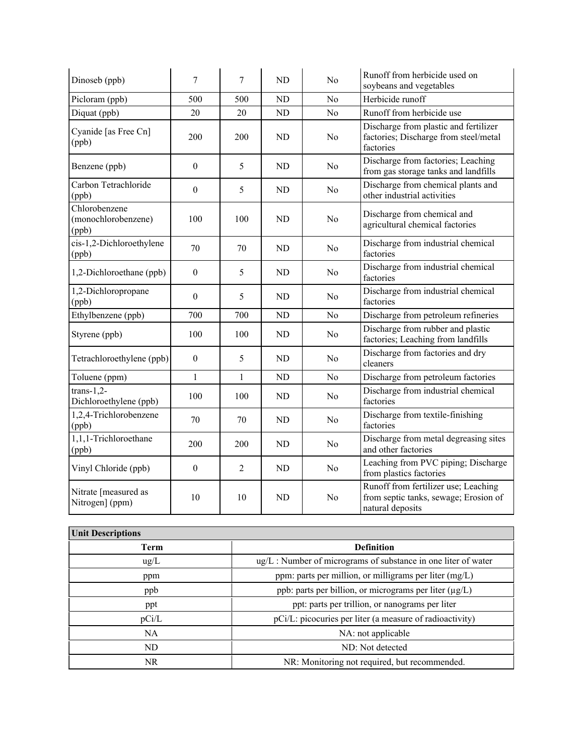| | | | | | |
|---|---|---|---|---|---|
| Dinoseb (ppb) | 7 | 7 | ND | No | Runoff from herbicide used on soybeans and vegetables |
| Picloram (ppb) | 500 | 500 | ND | No | Herbicide runoff |
| Diquat (ppb) | 20 | 20 | ND | No | Runoff from herbicide use |
| Cyanide [as Free Cn] (ppb) | 200 | 200 | ND | No | Discharge from plastic and fertilizer factories; Discharge from steel/metal factories |
| Benzene (ppb) | 0 | 5 | ND | No | Discharge from factories; Leaching from gas storage tanks and landfills |
| Carbon Tetrachloride (ppb) | 0 | 5 | ND | No | Discharge from chemical plants and other industrial activities |
| Chlorobenzene (monochlorobenzene) (ppb) | 100 | 100 | ND | No | Discharge from chemical and agricultural chemical factories |
| cis-1,2-Dichloroethylene (ppb) | 70 | 70 | ND | No | Discharge from industrial chemical factories |
| 1,2-Dichloroethane (ppb) | 0 | 5 | ND | No | Discharge from industrial chemical factories |
| 1,2-Dichloropropane (ppb) | 0 | 5 | ND | No | Discharge from industrial chemical factories |
| Ethylbenzene (ppb) | 700 | 700 | ND | No | Discharge from petroleum refineries |
| Styrene (ppb) | 100 | 100 | ND | No | Discharge from rubber and plastic factories; Leaching from landfills |
| Tetrachloroethylene (ppb) | 0 | 5 | ND | No | Discharge from factories and dry cleaners |
| Toluene (ppm) | 1 | 1 | ND | No | Discharge from petroleum factories |
| trans-1,2-Dichloroethylene (ppb) | 100 | 100 | ND | No | Discharge from industrial chemical factories |
| 1,2,4-Trichlorobenzene (ppb) | 70 | 70 | ND | No | Discharge from textile-finishing factories |
| 1,1,1-Trichloroethane (ppb) | 200 | 200 | ND | No | Discharge from metal degreasing sites and other factories |
| Vinyl Chloride (ppb) | 0 | 2 | ND | No | Leaching from PVC piping; Discharge from plastics factories |
| Nitrate [measured as Nitrogen] (ppm) | 10 | 10 | ND | No | Runoff from fertilizer use; Leaching from septic tanks, sewage; Erosion of natural deposits |

| **Unit Descriptions** | |
|---|---|
| **Term** | **Definition** |
| ug/L | ug/L : Number of micrograms of substance in one liter of water |
| ppm | ppm: parts per million, or milligrams per liter (mg/L) |
| ppb | ppb: parts per billion, or micrograms per liter (µg/L) |
| ppt | ppt: parts per trillion, or nanograms per liter |
| pCi/L | pCi/L: picocuries per liter (a measure of radioactivity) |
| NA | NA: not applicable |
| ND | ND: Not detected |
| NR | NR: Monitoring not required, but recommended. |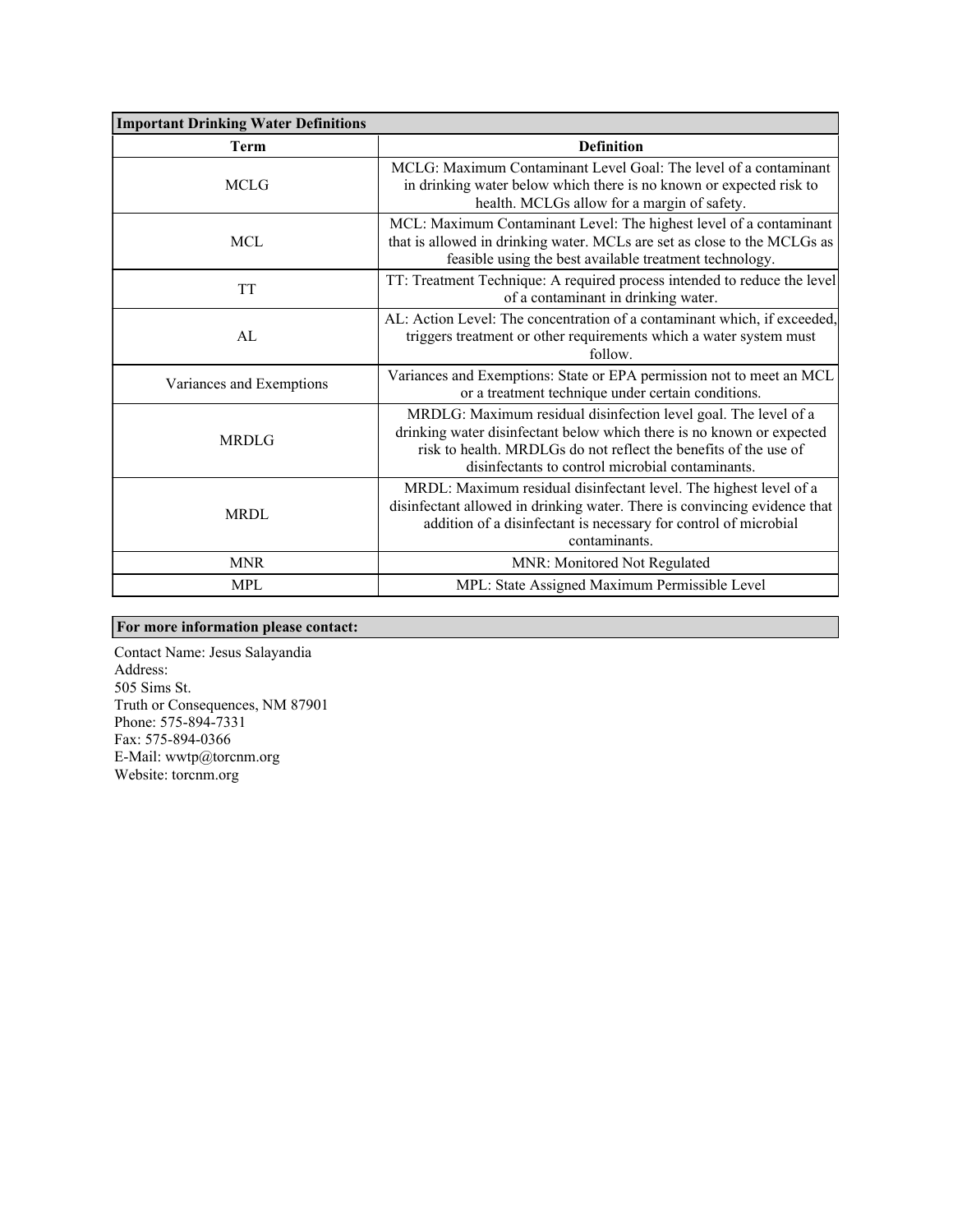## Important Drinking Water Definitions

| Term | Definition |
| --- | --- |
| MCLG | MCLG: Maximum Contaminant Level Goal: The level of a contaminant in drinking water below which there is no known or expected risk to health. MCLGs allow for a margin of safety. |
| MCL | MCL: Maximum Contaminant Level: The highest level of a contaminant that is allowed in drinking water. MCLs are set as close to the MCLGs as feasible using the best available treatment technology. |
| TT | TT: Treatment Technique: A required process intended to reduce the level of a contaminant in drinking water. |
| AL | AL: Action Level: The concentration of a contaminant which, if exceeded, triggers treatment or other requirements which a water system must follow. |
| Variances and Exemptions | Variances and Exemptions: State or EPA permission not to meet an MCL or a treatment technique under certain conditions. |
| MRDLG | MRDLG: Maximum residual disinfection level goal. The level of a drinking water disinfectant below which there is no known or expected risk to health. MRDLGs do not reflect the benefits of the use of disinfectants to control microbial contaminants. |
| MRDL | MRDL: Maximum residual disinfectant level. The highest level of a disinfectant allowed in drinking water. There is convincing evidence that addition of a disinfectant is necessary for control of microbial contaminants. |
| MNR | MNR: Monitored Not Regulated |
| MPL | MPL: State Assigned Maximum Permissible Level |

## For more information please contact:

Contact Name: Jesus Salayandia
Address:
505 Sims St.
Truth or Consequences, NM 87901
Phone: 575-894-7331
Fax: 575-894-0366
E-Mail: wwtp@torcnm.org
Website: torcnm.org